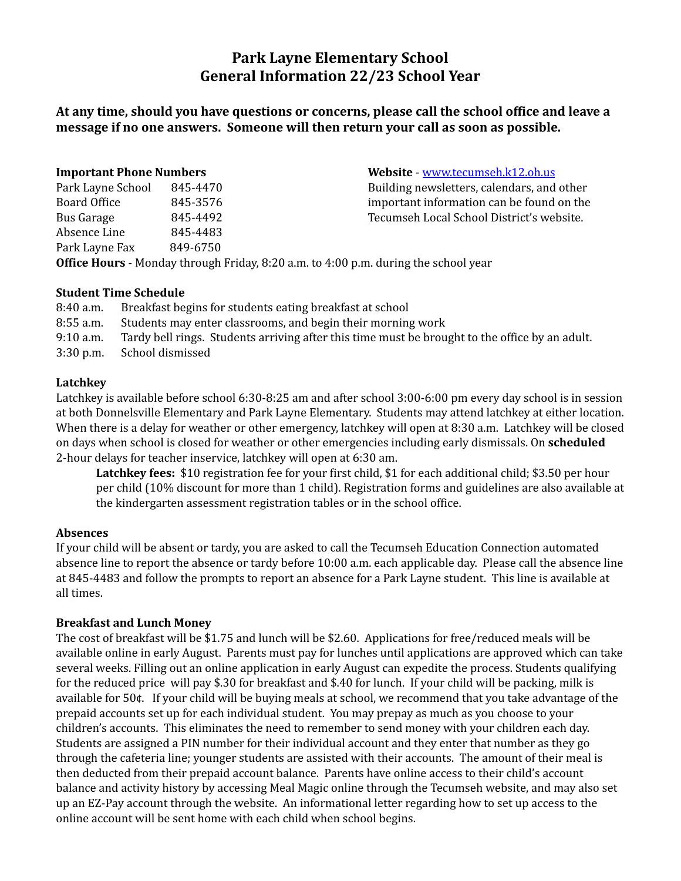# Park Layne Elementary School
# General Information 22/23 School Year

**At any time, should you have questions or concerns, please call the school office and leave a message if no one answers. Someone will then return your call as soon as possible.**

**Important Phone Numbers**

| | |
|---|---|
| Park Layne School | 845-4470 |
| Board Office | 845-3576 |
| Bus Garage | 845-4492 |
| Absence Line | 845-4483 |
| Park Layne Fax | 849-6750 |

**Website** - [www.tecumseh.k12.oh.us](http://www.tecumseh.k12.oh.us)
Building newsletters, calendars, and other important information can be found on the Tecumseh Local School District's website.

**Office Hours** - Monday through Friday, 8:20 a.m. to 4:00 p.m. during the school year

**Student Time Schedule**

| | |
|---|---|
| 8:40 a.m. | Breakfast begins for students eating breakfast at school |
| 8:55 a.m. | Students may enter classrooms, and begin their morning work |
| 9:10 a.m. | Tardy bell rings. Students arriving after this time must be brought to the office by an adult. |
| 3:30 p.m. | School dismissed |

**Latchkey**

Latchkey is available before school 6:30-8:25 am and after school 3:00-6:00 pm every day school is in session at both Donnelsville Elementary and Park Layne Elementary. Students may attend latchkey at either location. When there is a delay for weather or other emergency, latchkey will open at 8:30 a.m. Latchkey will be closed on days when school is closed for weather or other emergencies including early dismissals. On **scheduled** 2-hour delays for teacher inservice, latchkey will open at 6:30 am.

> **Latchkey fees:** $10 registration fee for your first child, $1 for each additional child; $3.50 per hour per child (10% discount for more than 1 child). Registration forms and guidelines are also available at the kindergarten assessment registration tables or in the school office.

**Absences**

If your child will be absent or tardy, you are asked to call the Tecumseh Education Connection automated absence line to report the absence or tardy before 10:00 a.m. each applicable day. Please call the absence line at 845-4483 and follow the prompts to report an absence for a Park Layne student. This line is available at all times.

**Breakfast and Lunch Money**

The cost of breakfast will be $1.75 and lunch will be $2.60. Applications for free/reduced meals will be available online in early August. Parents must pay for lunches until applications are approved which can take several weeks. Filling out an online application in early August can expedite the process. Students qualifying for the reduced price will pay $.30 for breakfast and $.40 for lunch. If your child will be packing, milk is available for 50¢. If your child will be buying meals at school, we recommend that you take advantage of the prepaid accounts set up for each individual student. You may prepay as much as you choose to your children's accounts. This eliminates the need to remember to send money with your children each day. Students are assigned a PIN number for their individual account and they enter that number as they go through the cafeteria line; younger students are assisted with their accounts. The amount of their meal is then deducted from their prepaid account balance. Parents have online access to their child's account balance and activity history by accessing Meal Magic online through the Tecumseh website, and may also set up an EZ-Pay account through the website. An informational letter regarding how to set up access to the online account will be sent home with each child when school begins.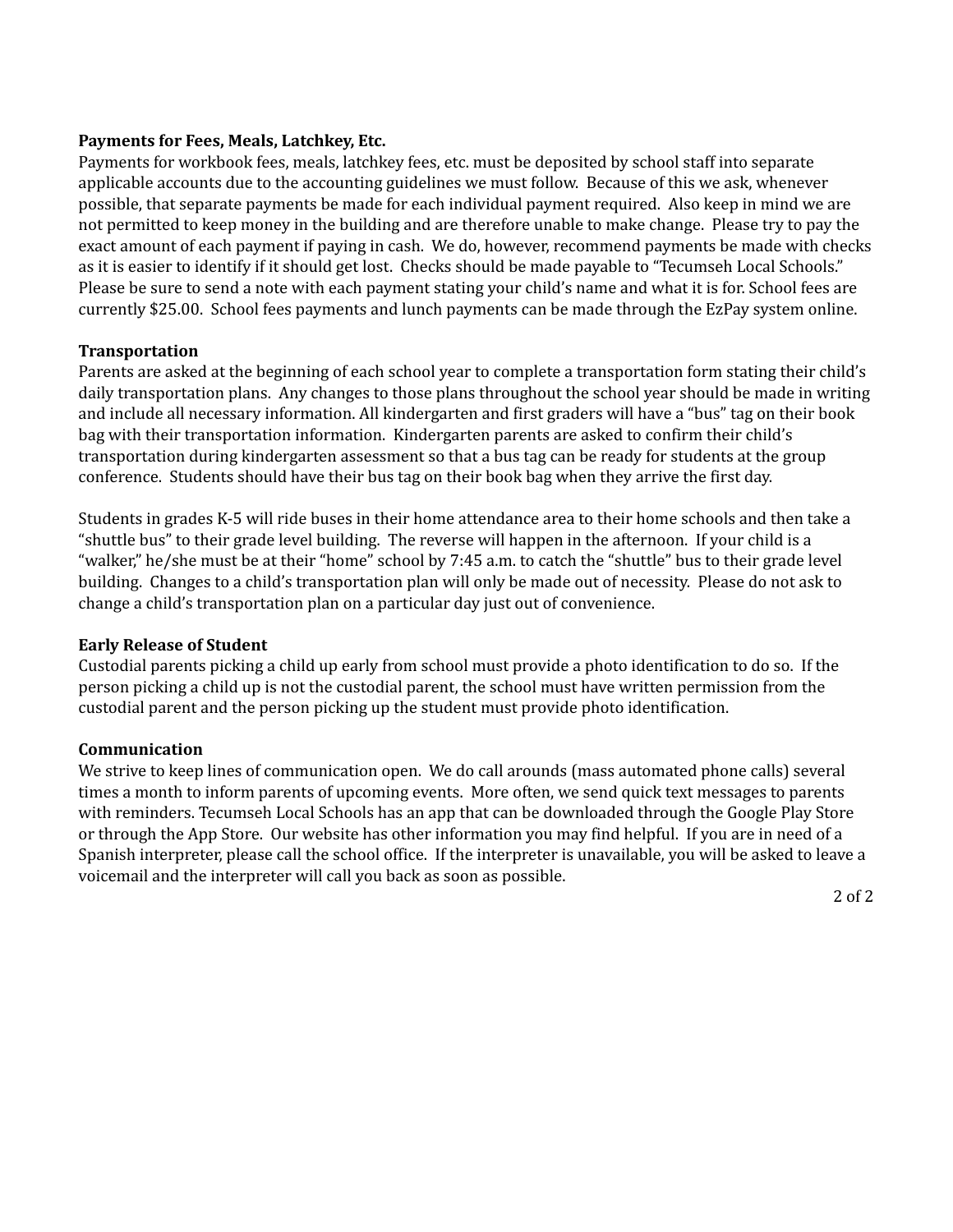**Payments for Fees, Meals, Latchkey, Etc.**

Payments for workbook fees, meals, latchkey fees, etc. must be deposited by school staff into separate applicable accounts due to the accounting guidelines we must follow. Because of this we ask, whenever possible, that separate payments be made for each individual payment required. Also keep in mind we are not permitted to keep money in the building and are therefore unable to make change. Please try to pay the exact amount of each payment if paying in cash. We do, however, recommend payments be made with checks as it is easier to identify if it should get lost. Checks should be made payable to "Tecumseh Local Schools." Please be sure to send a note with each payment stating your child's name and what it is for. School fees are currently $25.00. School fees payments and lunch payments can be made through the EzPay system online.

**Transportation**

Parents are asked at the beginning of each school year to complete a transportation form stating their child's daily transportation plans. Any changes to those plans throughout the school year should be made in writing and include all necessary information. All kindergarten and first graders will have a "bus" tag on their book bag with their transportation information. Kindergarten parents are asked to confirm their child's transportation during kindergarten assessment so that a bus tag can be ready for students at the group conference. Students should have their bus tag on their book bag when they arrive the first day.

Students in grades K-5 will ride buses in their home attendance area to their home schools and then take a "shuttle bus" to their grade level building. The reverse will happen in the afternoon. If your child is a "walker," he/she must be at their "home" school by 7:45 a.m. to catch the "shuttle" bus to their grade level building. Changes to a child's transportation plan will only be made out of necessity. Please do not ask to change a child's transportation plan on a particular day just out of convenience.

**Early Release of Student**

Custodial parents picking a child up early from school must provide a photo identification to do so. If the person picking a child up is not the custodial parent, the school must have written permission from the custodial parent and the person picking up the student must provide photo identification.

**Communication**

We strive to keep lines of communication open. We do call arounds (mass automated phone calls) several times a month to inform parents of upcoming events. More often, we send quick text messages to parents with reminders. Tecumseh Local Schools has an app that can be downloaded through the Google Play Store or through the App Store. Our website has other information you may find helpful. If you are in need of a Spanish interpreter, please call the school office. If the interpreter is unavailable, you will be asked to leave a voicemail and the interpreter will call you back as soon as possible.